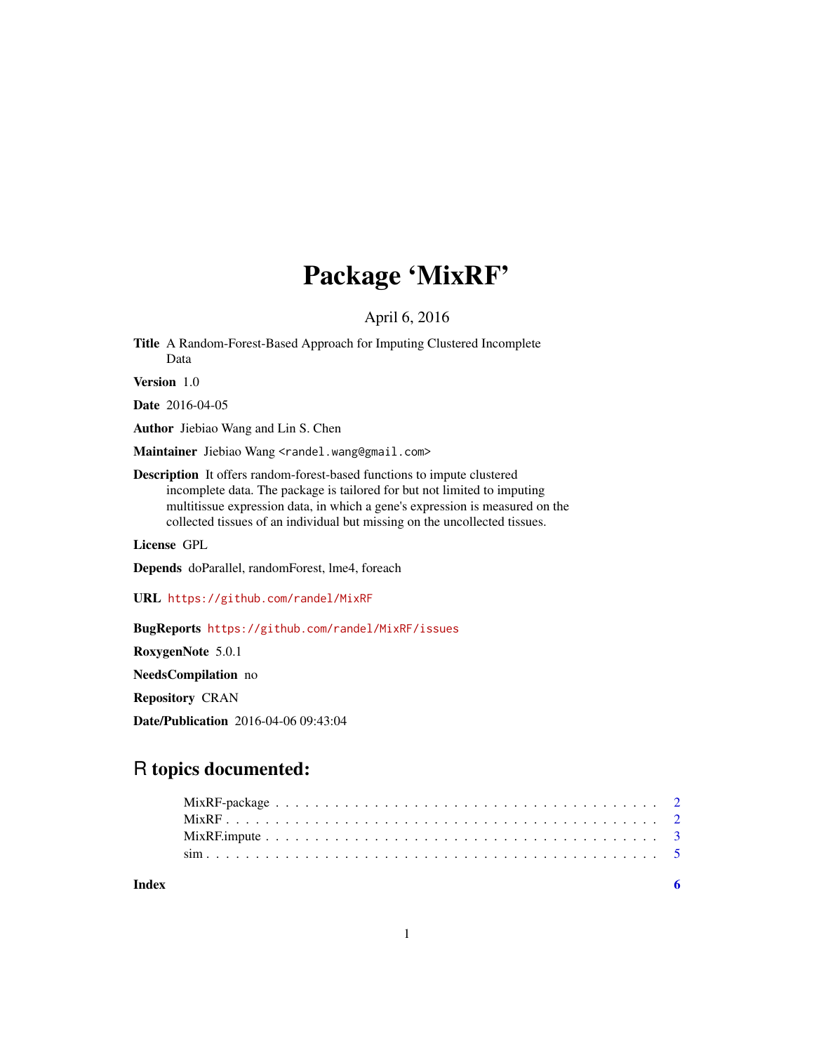# Package 'MixRF'

April 6, 2016

**Title** A Random-Forest-Based Approach for Imputing Clustered Incomplete Data

**Version** 1.0

**Date** 2016-04-05

**Author** Jiebiao Wang and Lin S. Chen

**Maintainer** Jiebiao Wang <randel.wang@gmail.com>

**Description** It offers random-forest-based functions to impute clustered incomplete data. The package is tailored for but not limited to imputing multitissue expression data, in which a gene's expression is measured on the collected tissues of an individual but missing on the uncollected tissues.

**License** GPL

**Depends** doParallel, randomForest, lme4, foreach

**URL** https://github.com/randel/MixRF

**BugReports** https://github.com/randel/MixRF/issues

**RoxygenNote** 5.0.1

**NeedsCompilation** no

**Repository** CRAN

**Date/Publication** 2016-04-06 09:43:04

## R topics documented:

MixRF-package . . . . . . . . . . . . . . . . . . . . . . . . . . . . . . . . . . . . . . . 2
MixRF . . . . . . . . . . . . . . . . . . . . . . . . . . . . . . . . . . . . . . . . . . . . 2
MixRF.impute . . . . . . . . . . . . . . . . . . . . . . . . . . . . . . . . . . . . . . . . 3
sim . . . . . . . . . . . . . . . . . . . . . . . . . . . . . . . . . . . . . . . . . . . . . . 5

**Index** **6**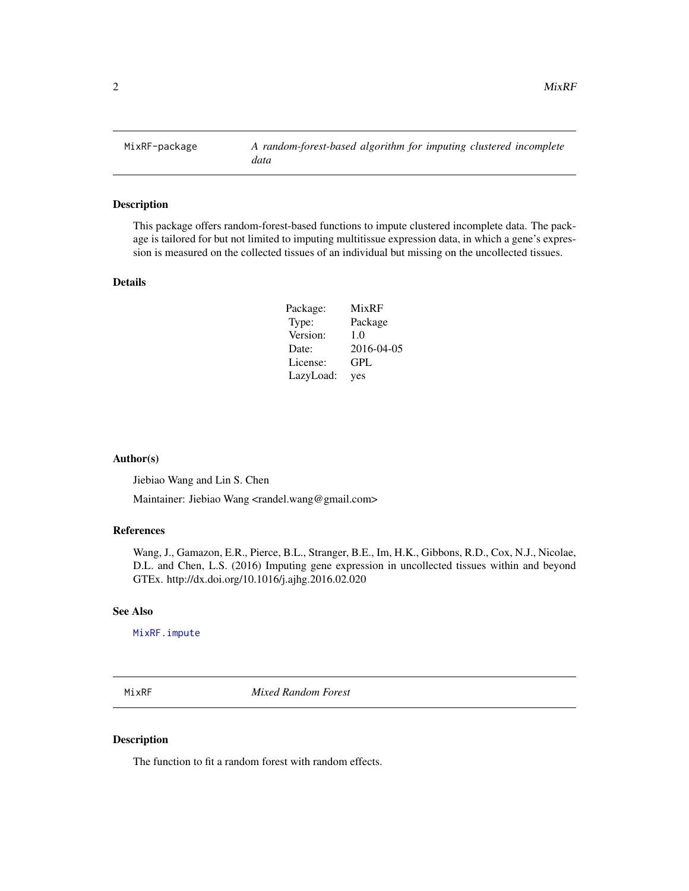## MixRF-package — *A random-forest-based algorithm for imputing clustered incomplete data*

### Description

This package offers random-forest-based functions to impute clustered incomplete data. The package is tailored for but not limited to imputing multitissue expression data, in which a gene's expression is measured on the collected tissues of an individual but missing on the uncollected tissues.

### Details

| | |
|---|---|
| Package: | MixRF |
| Type: | Package |
| Version: | 1.0 |
| Date: | 2016-04-05 |
| License: | GPL |
| LazyLoad: | yes |

### Author(s)

Jiebiao Wang and Lin S. Chen

Maintainer: Jiebiao Wang <randel.wang@gmail.com>

### References

Wang, J., Gamazon, E.R., Pierce, B.L., Stranger, B.E., Im, H.K., Gibbons, R.D., Cox, N.J., Nicolae, D.L. and Chen, L.S. (2016) Imputing gene expression in uncollected tissues within and beyond GTEx. http://dx.doi.org/10.1016/j.ajhg.2016.02.020

### See Also

`MixRF.impute`

## MixRF — *Mixed Random Forest*

### Description

The function to fit a random forest with random effects.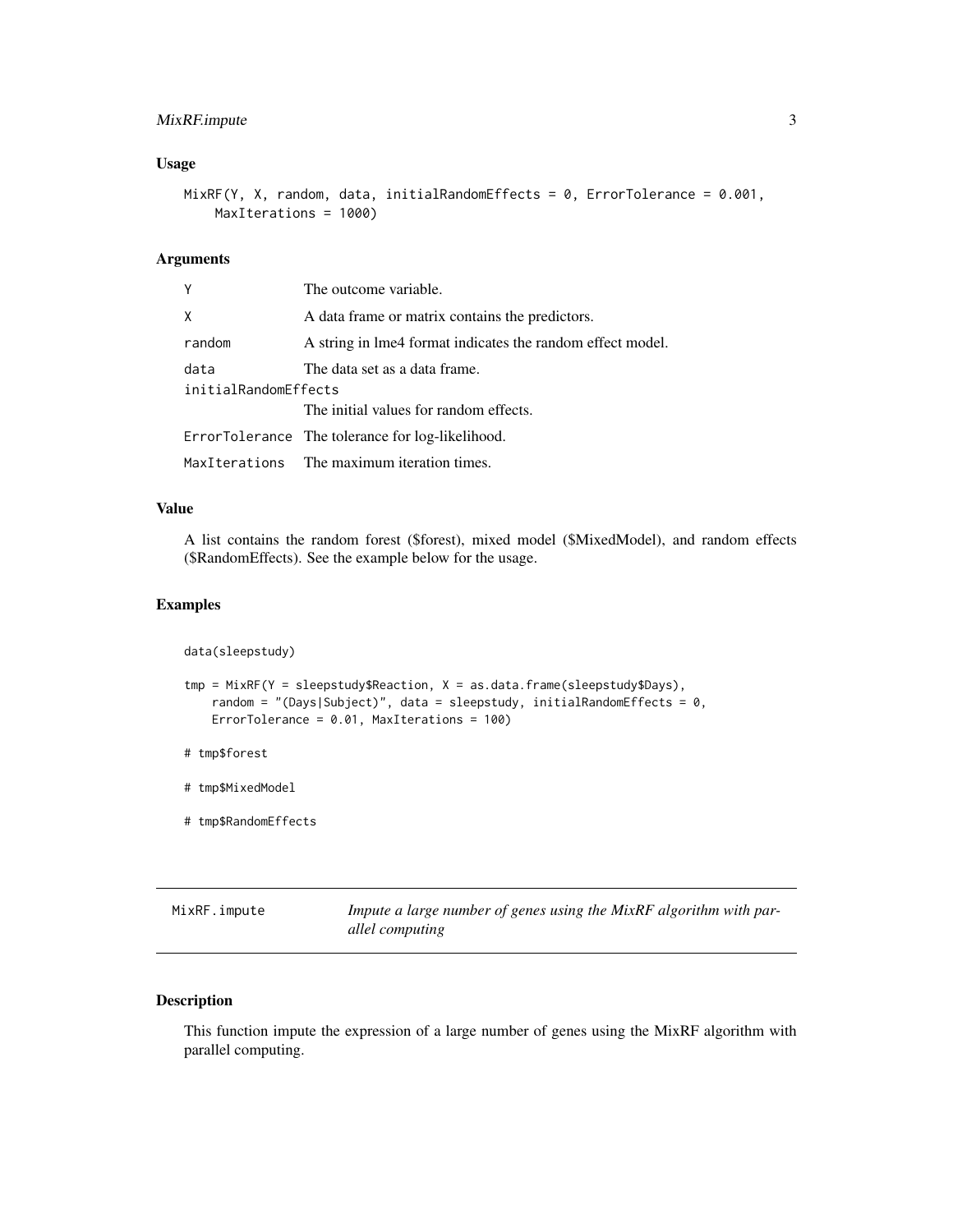## Usage

```
MixRF(Y, X, random, data, initialRandomEffects = 0, ErrorTolerance = 0.001,
    MaxIterations = 1000)
```

## Arguments

| Argument | Description |
|---|---|
| Y | The outcome variable. |
| X | A data frame or matrix contains the predictors. |
| random | A string in lme4 format indicates the random effect model. |
| data | The data set as a data frame. |
| initialRandomEffects | The initial values for random effects. |
| ErrorTolerance | The tolerance for log-likelihood. |
| MaxIterations | The maximum iteration times. |

## Value

A list contains the random forest ($forest), mixed model ($MixedModel), and random effects ($RandomEffects). See the example below for the usage.

## Examples

```
data(sleepstudy)

tmp = MixRF(Y = sleepstudy$Reaction, X = as.data.frame(sleepstudy$Days),
    random = "(Days|Subject)", data = sleepstudy, initialRandomEffects = 0,
    ErrorTolerance = 0.01, MaxIterations = 100)

# tmp$forest

# tmp$MixedModel

# tmp$RandomEffects
```

---

# MixRF.impute — *Impute a large number of genes using the MixRF algorithm with parallel computing*

## Description

This function impute the expression of a large number of genes using the MixRF algorithm with parallel computing.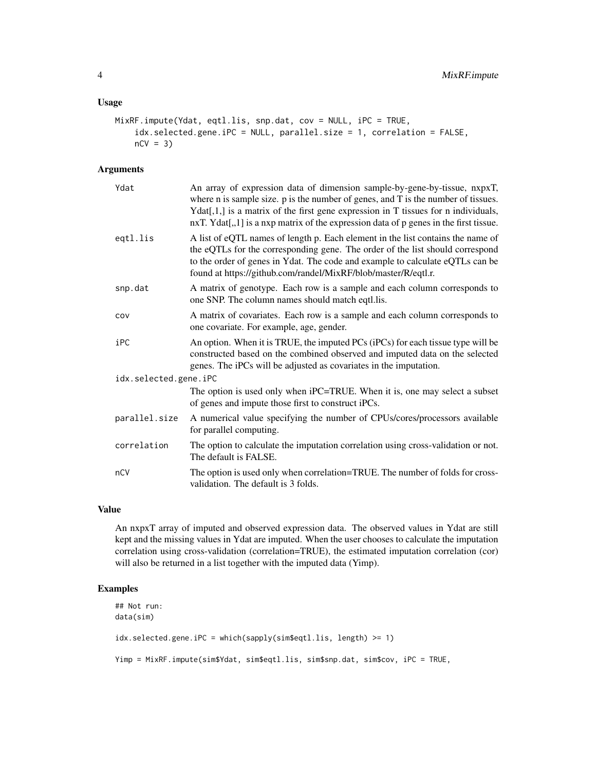## Usage

```
MixRF.impute(Ydat, eqtl.lis, snp.dat, cov = NULL, iPC = TRUE,
    idx.selected.gene.iPC = NULL, parallel.size = 1, correlation = FALSE,
    nCV = 3)
```

## Arguments

| | |
|---|---|
| `Ydat` | An array of expression data of dimension sample-by-gene-by-tissue, nxpxT, where n is sample size. p is the number of genes, and T is the number of tissues. Ydat[,1,] is a matrix of the first gene expression in T tissues for n individuals, nxT. Ydat[,,1] is a nxp matrix of the expression data of p genes in the first tissue. |
| `eqtl.lis` | A list of eQTL names of length p. Each element in the list contains the name of the eQTLs for the corresponding gene. The order of the list should correspond to the order of genes in Ydat. The code and example to calculate eQTLs can be found at https://github.com/randel/MixRF/blob/master/R/eqtl.r. |
| `snp.dat` | A matrix of genotype. Each row is a sample and each column corresponds to one SNP. The column names should match eqtl.lis. |
| `cov` | A matrix of covariates. Each row is a sample and each column corresponds to one covariate. For example, age, gender. |
| `iPC` | An option. When it is TRUE, the imputed PCs (iPCs) for each tissue type will be constructed based on the combined observed and imputed data on the selected genes. The iPCs will be adjusted as covariates in the imputation. |
| `idx.selected.gene.iPC` | The option is used only when iPC=TRUE. When it is, one may select a subset of genes and impute those first to construct iPCs. |
| `parallel.size` | A numerical value specifying the number of CPUs/cores/processors available for parallel computing. |
| `correlation` | The option to calculate the imputation correlation using cross-validation or not. The default is FALSE. |
| `nCV` | The option is used only when correlation=TRUE. The number of folds for cross-validation. The default is 3 folds. |

## Value

An nxpxT array of imputed and observed expression data. The observed values in Ydat are still kept and the missing values in Ydat are imputed. When the user chooses to calculate the imputation correlation using cross-validation (correlation=TRUE), the estimated imputation correlation (cor) will also be returned in a list together with the imputed data (Yimp).

## Examples

```
## Not run:
data(sim)

idx.selected.gene.iPC = which(sapply(sim$eqtl.lis, length) >= 1)

Yimp = MixRF.impute(sim$Ydat, sim$eqtl.lis, sim$snp.dat, sim$cov, iPC = TRUE,
```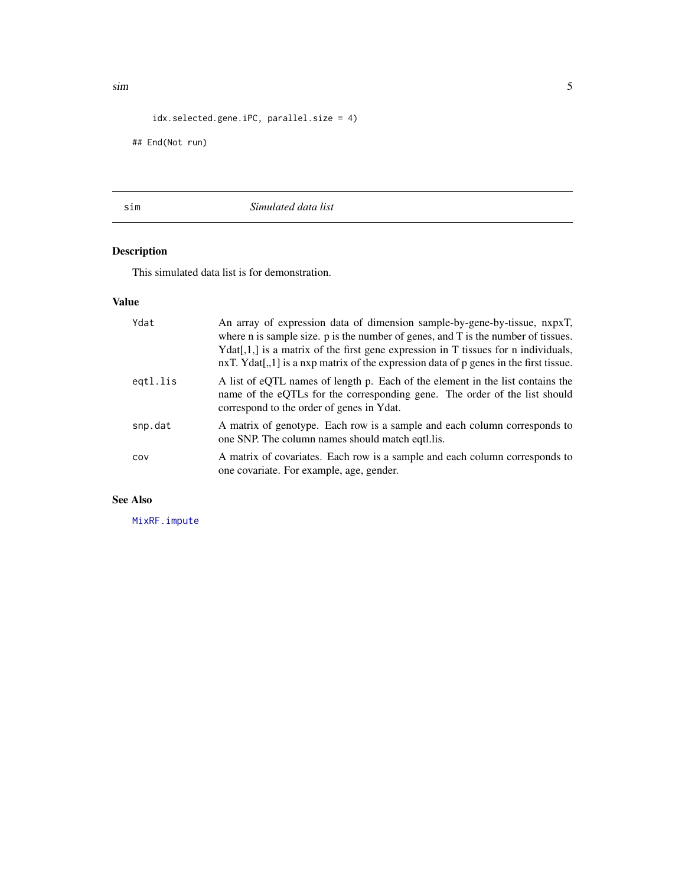```
    idx.selected.gene.iPC, parallel.size = 4)

## End(Not run)
```

## sim — *Simulated data list*

### Description

This simulated data list is for demonstration.

### Value

| | |
|---|---|
| `Ydat` | An array of expression data of dimension sample-by-gene-by-tissue, nxpxT, where n is sample size. p is the number of genes, and T is the number of tissues. Ydat[,1,] is a matrix of the first gene expression in T tissues for n individuals, nxT. Ydat[,,1] is a nxp matrix of the expression data of p genes in the first tissue. |
| `eqtl.lis` | A list of eQTL names of length p. Each of the element in the list contains the name of the eQTLs for the corresponding gene. The order of the list should correspond to the order of genes in Ydat. |
| `snp.dat` | A matrix of genotype. Each row is a sample and each column corresponds to one SNP. The column names should match eqtl.lis. |
| `cov` | A matrix of covariates. Each row is a sample and each column corresponds to one covariate. For example, age, gender. |

### See Also

`MixRF.impute`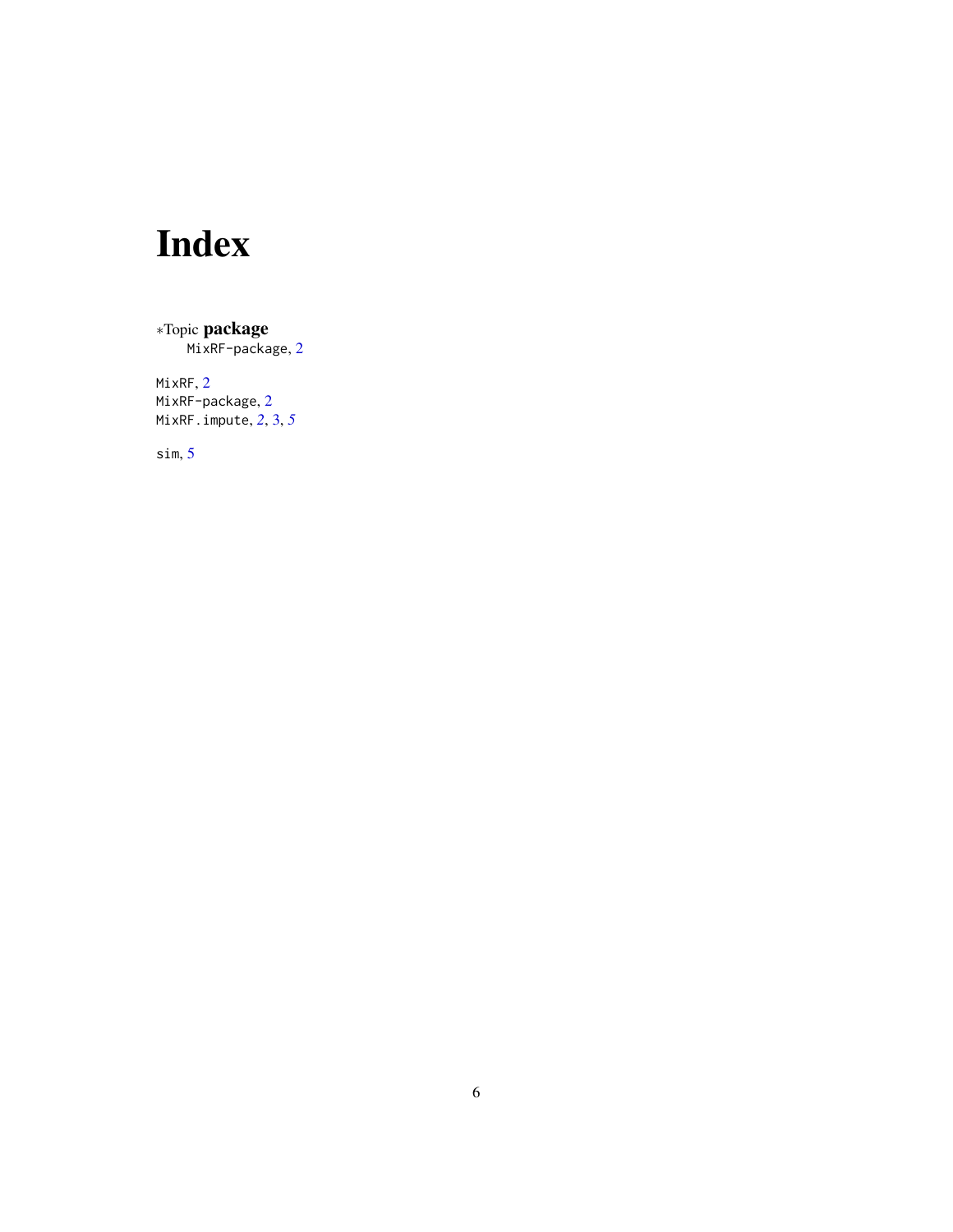# Index

*Topic **package**
    MixRF-package, 2

MixRF, 2
MixRF-package, 2
MixRF.impute, *2*, 3, *5*

sim, 5